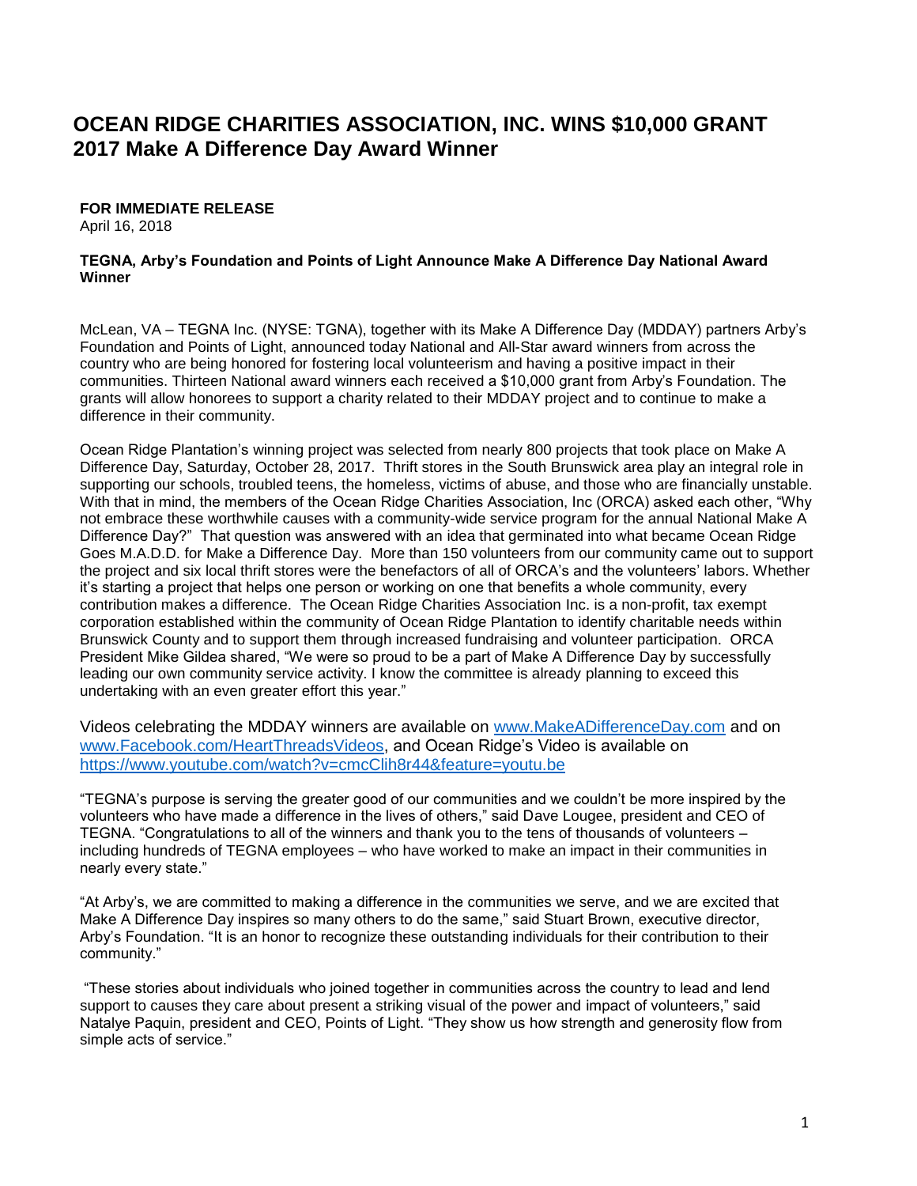# OCEAN RIDGE CHARITIES ASSOCIATION, INC. WINS $10,000 GRANT
## 2017 Make A Difference Day Award Winner

**FOR IMMEDIATE RELEASE**
April 16, 2018

**TEGNA, Arby's Foundation and Points of Light Announce Make A Difference Day National Award Winner**

McLean, VA – TEGNA Inc. (NYSE: TGNA), together with its Make A Difference Day (MDDAY) partners Arby's Foundation and Points of Light, announced today National and All-Star award winners from across the country who are being honored for fostering local volunteerism and having a positive impact in their communities. Thirteen National award winners each received a $10,000 grant from Arby's Foundation. The grants will allow honorees to support a charity related to their MDDAY project and to continue to make a difference in their community.

Ocean Ridge Plantation's winning project was selected from nearly 800 projects that took place on Make A Difference Day, Saturday, October 28, 2017. Thrift stores in the South Brunswick area play an integral role in supporting our schools, troubled teens, the homeless, victims of abuse, and those who are financially unstable. With that in mind, the members of the Ocean Ridge Charities Association, Inc (ORCA) asked each other, "Why not embrace these worthwhile causes with a community-wide service program for the annual National Make A Difference Day?" That question was answered with an idea that germinated into what became Ocean Ridge Goes M.A.D.D. for Make a Difference Day. More than 150 volunteers from our community came out to support the project and six local thrift stores were the benefactors of all of ORCA's and the volunteers' labors. Whether it's starting a project that helps one person or working on one that benefits a whole community, every contribution makes a difference. The Ocean Ridge Charities Association Inc. is a non-profit, tax exempt corporation established within the community of Ocean Ridge Plantation to identify charitable needs within Brunswick County and to support them through increased fundraising and volunteer participation. ORCA President Mike Gildea shared, "We were so proud to be a part of Make A Difference Day by successfully leading our own community service activity. I know the committee is already planning to exceed this undertaking with an even greater effort this year."

Videos celebrating the MDDAY winners are available on [www.MakeADifferenceDay.com](http://www.MakeADifferenceDay.com) and on [www.Facebook.com/HeartThreadsVideos](http://www.Facebook.com/HeartThreadsVideos), and Ocean Ridge's Video is available on [https://www.youtube.com/watch?v=cmcClih8r44&feature=youtu.be](https://www.youtube.com/watch?v=cmcClih8r44&feature=youtu.be)

"TEGNA's purpose is serving the greater good of our communities and we couldn't be more inspired by the volunteers who have made a difference in the lives of others," said Dave Lougee, president and CEO of TEGNA. "Congratulations to all of the winners and thank you to the tens of thousands of volunteers – including hundreds of TEGNA employees – who have worked to make an impact in their communities in nearly every state."

"At Arby's, we are committed to making a difference in the communities we serve, and we are excited that Make A Difference Day inspires so many others to do the same," said Stuart Brown, executive director, Arby's Foundation. "It is an honor to recognize these outstanding individuals for their contribution to their community."

"These stories about individuals who joined together in communities across the country to lead and lend support to causes they care about present a striking visual of the power and impact of volunteers," said Natalye Paquin, president and CEO, Points of Light. "They show us how strength and generosity flow from simple acts of service."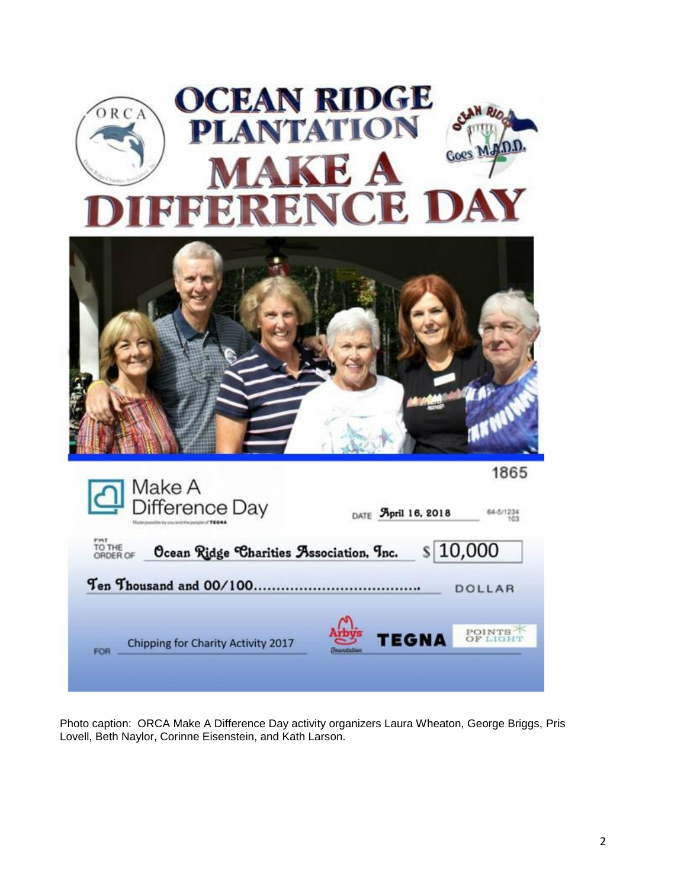# OCEAN RIDGE PLANTATION MAKE A DIFFERENCE DAY

ORCA

Ocean Ridge Goes M.A.D.D.

1865

Make A Difference Day

Made possible by you and the people of TEGNA

DATE April 16, 2018

64-5/1234 103

PAY TO THE ORDER OF Ocean Ridge Charities Association, Inc. $ 10,000

Ten Thousand and 00/100................................... DOLLAR

FOR Chipping for Charity Activity 2017

Arby's Foundation TEGNA POINTS OF LIGHT

Photo caption: ORCA Make A Difference Day activity organizers Laura Wheaton, George Briggs, Pris Lovell, Beth Naylor, Corinne Eisenstein, and Kath Larson.